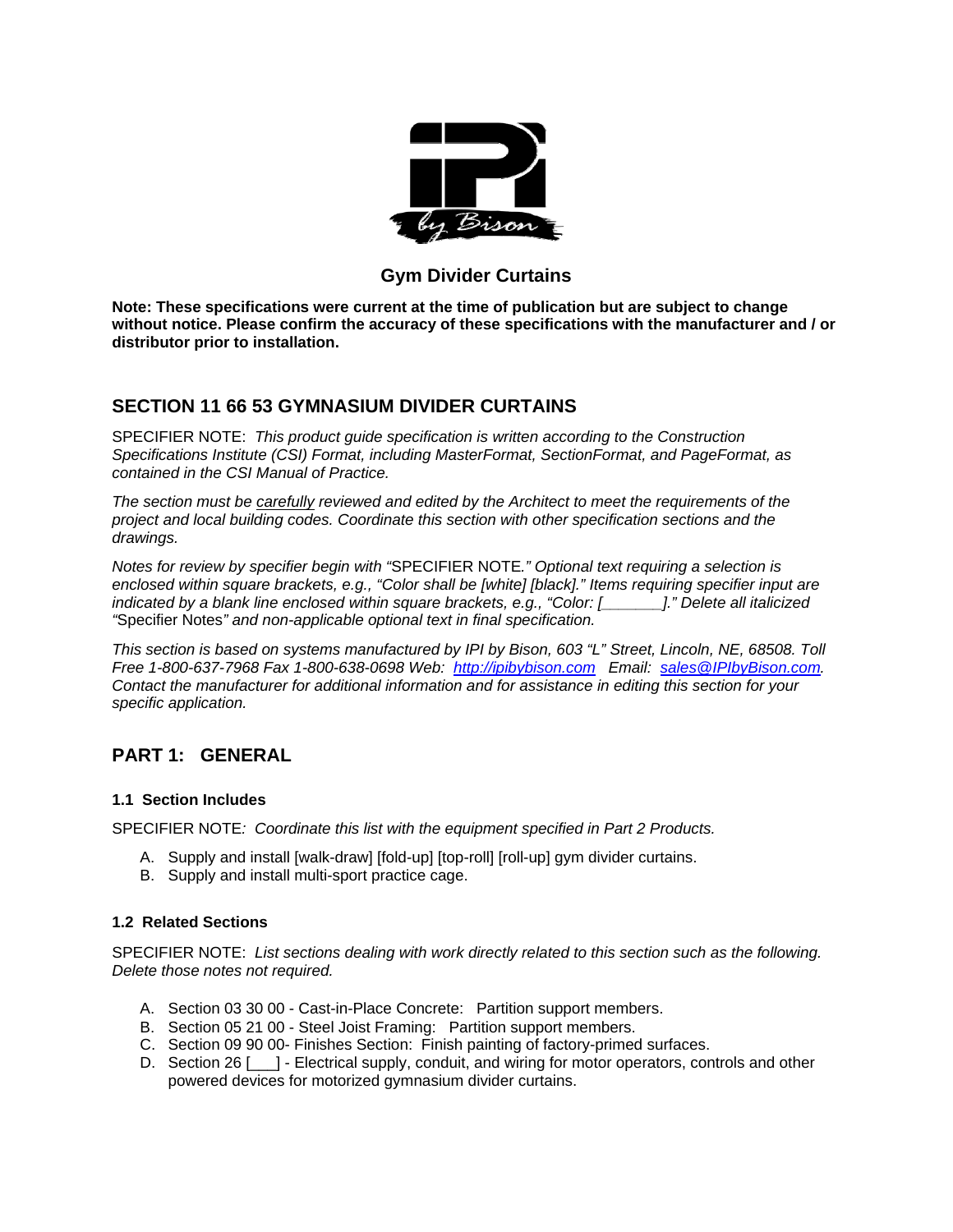# Gym Divider Curtains

**Note: These specifications were current at the time of publication but are subject to change without notice. Please confirm the accuracy of these specifications with the manufacturer and / or distributor prior to installation.**

## SECTION 11 66 53 GYMNASIUM DIVIDER CURTAINS

SPECIFIER NOTE: *This product guide specification is written according to the Construction Specifications Institute (CSI) Format, including MasterFormat, SectionFormat, and PageFormat, as contained in the CSI Manual of Practice.*

*The section must be* <u>*carefully*</u> *reviewed and edited by the Architect to meet the requirements of the project and local building codes. Coordinate this section with other specification sections and the drawings.*

*Notes for review by specifier begin with "*SPECIFIER NOTE*." Optional text requiring a selection is enclosed within square brackets, e.g., "Color shall be [white] [black]." Items requiring specifier input are indicated by a blank line enclosed within square brackets, e.g., "Color: [_______]." Delete all italicized "*Specifier Notes*" and non-applicable optional text in final specification.*

*This section is based on systems manufactured by IPI by Bison, 603 "L" Street, Lincoln, NE, 68508. Toll Free 1-800-637-7968 Fax 1-800-638-0698 Web: [http://ipibybison.com](http://ipibybison.com) Email: [sales@IPIbyBison.com](mailto:sales@IPIbyBison.com). Contact the manufacturer for additional information and for assistance in editing this section for your specific application.*

## PART 1: GENERAL

### 1.1 Section Includes

SPECIFIER NOTE*: Coordinate this list with the equipment specified in Part 2 Products.*

A. Supply and install [walk-draw] [fold-up] [top-roll] [roll-up] gym divider curtains.
B. Supply and install multi-sport practice cage.

### 1.2 Related Sections

SPECIFIER NOTE: *List sections dealing with work directly related to this section such as the following. Delete those notes not required.*

A. Section 03 30 00 - Cast-in-Place Concrete: Partition support members.
B. Section 05 21 00 - Steel Joist Framing: Partition support members.
C. Section 09 90 00- Finishes Section: Finish painting of factory-primed surfaces.
D. Section 26 [___] - Electrical supply, conduit, and wiring for motor operators, controls and other powered devices for motorized gymnasium divider curtains.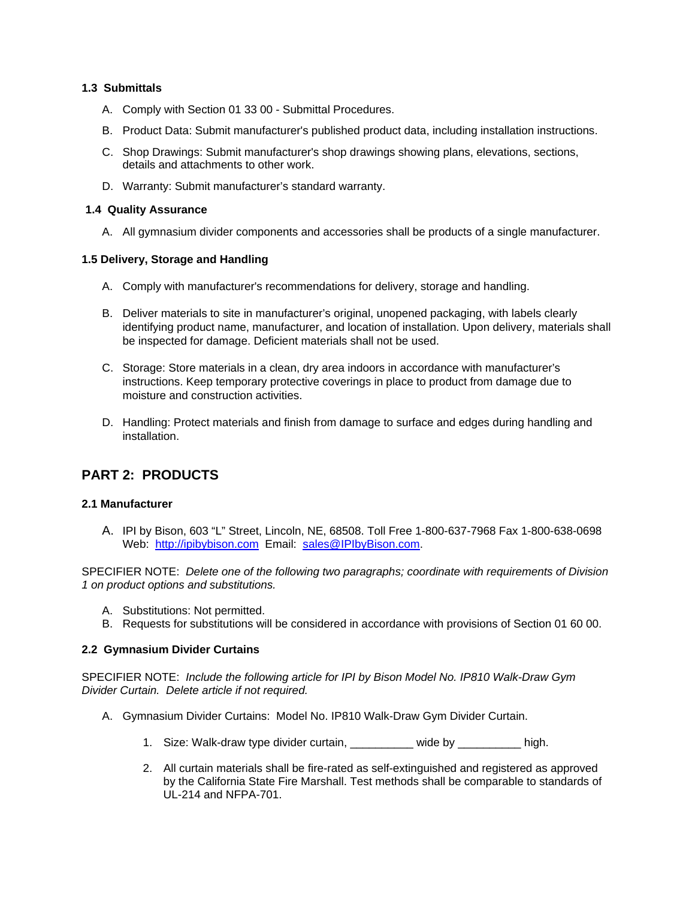### 1.3 Submittals

A. Comply with Section 01 33 00 - Submittal Procedures.

B. Product Data: Submit manufacturer's published product data, including installation instructions.

C. Shop Drawings: Submit manufacturer's shop drawings showing plans, elevations, sections, details and attachments to other work.

D. Warranty: Submit manufacturer's standard warranty.

### 1.4 Quality Assurance

A. All gymnasium divider components and accessories shall be products of a single manufacturer.

### 1.5 Delivery, Storage and Handling

A. Comply with manufacturer's recommendations for delivery, storage and handling.

B. Deliver materials to site in manufacturer's original, unopened packaging, with labels clearly identifying product name, manufacturer, and location of installation. Upon delivery, materials shall be inspected for damage. Deficient materials shall not be used.

C. Storage: Store materials in a clean, dry area indoors in accordance with manufacturer's instructions. Keep temporary protective coverings in place to product from damage due to moisture and construction activities.

D. Handling: Protect materials and finish from damage to surface and edges during handling and installation.

## PART 2: PRODUCTS

### 2.1 Manufacturer

A. IPI by Bison, 603 "L" Street, Lincoln, NE, 68508. Toll Free 1-800-637-7968 Fax 1-800-638-0698 Web: [http://ipibybison.com](http://ipibybison.com) Email: [sales@IPIbyBison.com](mailto:sales@IPIbyBison.com).

SPECIFIER NOTE: *Delete one of the following two paragraphs; coordinate with requirements of Division 1 on product options and substitutions.*

A. Substitutions: Not permitted.
B. Requests for substitutions will be considered in accordance with provisions of Section 01 60 00.

### 2.2 Gymnasium Divider Curtains

SPECIFIER NOTE: *Include the following article for IPI by Bison Model No. IP810 Walk-Draw Gym Divider Curtain. Delete article if not required.*

A. Gymnasium Divider Curtains: Model No. IP810 Walk-Draw Gym Divider Curtain.

   1. Size: Walk-draw type divider curtain, __________ wide by __________ high.

   2. All curtain materials shall be fire-rated as self-extinguished and registered as approved by the California State Fire Marshall. Test methods shall be comparable to standards of UL-214 and NFPA-701.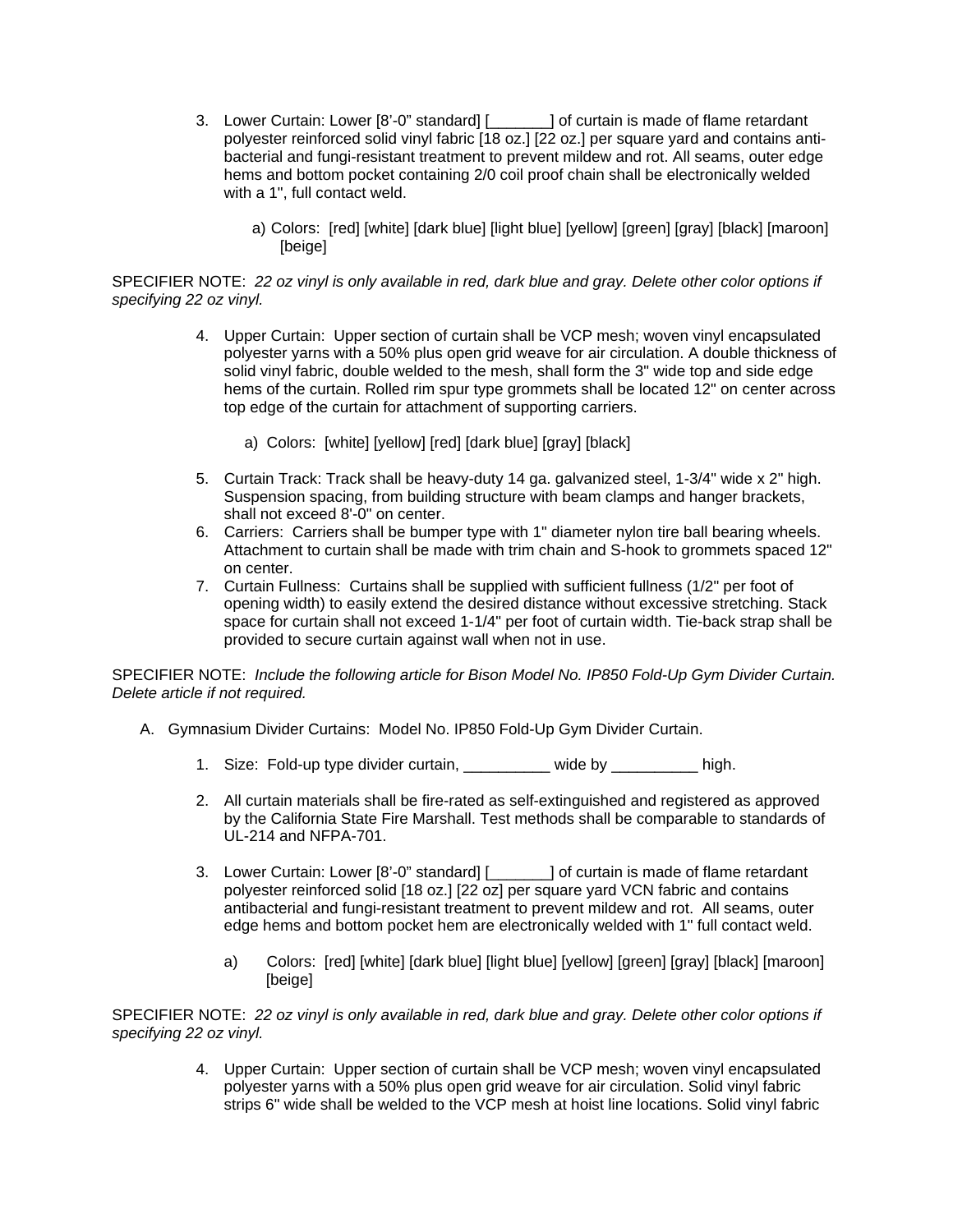3. Lower Curtain: Lower [8'-0" standard] [_______] of curtain is made of flame retardant polyester reinforced solid vinyl fabric [18 oz.] [22 oz.] per square yard and contains anti-bacterial and fungi-resistant treatment to prevent mildew and rot. All seams, outer edge hems and bottom pocket containing 2/0 coil proof chain shall be electronically welded with a 1", full contact weld.

   a) Colors: [red] [white] [dark blue] [light blue] [yellow] [green] [gray] [black] [maroon] [beige]

SPECIFIER NOTE: *22 oz vinyl is only available in red, dark blue and gray. Delete other color options if specifying 22 oz vinyl.*

4. Upper Curtain: Upper section of curtain shall be VCP mesh; woven vinyl encapsulated polyester yarns with a 50% plus open grid weave for air circulation. A double thickness of solid vinyl fabric, double welded to the mesh, shall form the 3" wide top and side edge hems of the curtain. Rolled rim spur type grommets shall be located 12" on center across top edge of the curtain for attachment of supporting carriers.

   a) Colors: [white] [yellow] [red] [dark blue] [gray] [black]

5. Curtain Track: Track shall be heavy-duty 14 ga. galvanized steel, 1-3/4" wide x 2" high. Suspension spacing, from building structure with beam clamps and hanger brackets, shall not exceed 8'-0" on center.
6. Carriers: Carriers shall be bumper type with 1" diameter nylon tire ball bearing wheels. Attachment to curtain shall be made with trim chain and S-hook to grommets spaced 12" on center.
7. Curtain Fullness: Curtains shall be supplied with sufficient fullness (1/2" per foot of opening width) to easily extend the desired distance without excessive stretching. Stack space for curtain shall not exceed 1-1/4" per foot of curtain width. Tie-back strap shall be provided to secure curtain against wall when not in use.

SPECIFIER NOTE: *Include the following article for Bison Model No. IP850 Fold-Up Gym Divider Curtain. Delete article if not required.*

A. Gymnasium Divider Curtains: Model No. IP850 Fold-Up Gym Divider Curtain.

   1. Size: Fold-up type divider curtain, __________ wide by __________ high.

   2. All curtain materials shall be fire-rated as self-extinguished and registered as approved by the California State Fire Marshall. Test methods shall be comparable to standards of UL-214 and NFPA-701.

   3. Lower Curtain: Lower [8'-0" standard] [_______] of curtain is made of flame retardant polyester reinforced solid [18 oz.] [22 oz] per square yard VCN fabric and contains antibacterial and fungi-resistant treatment to prevent mildew and rot. All seams, outer edge hems and bottom pocket hem are electronically welded with 1" full contact weld.

      a) Colors: [red] [white] [dark blue] [light blue] [yellow] [green] [gray] [black] [maroon] [beige]

SPECIFIER NOTE: *22 oz vinyl is only available in red, dark blue and gray. Delete other color options if specifying 22 oz vinyl.*

4. Upper Curtain: Upper section of curtain shall be VCP mesh; woven vinyl encapsulated polyester yarns with a 50% plus open grid weave for air circulation. Solid vinyl fabric strips 6" wide shall be welded to the VCP mesh at hoist line locations. Solid vinyl fabric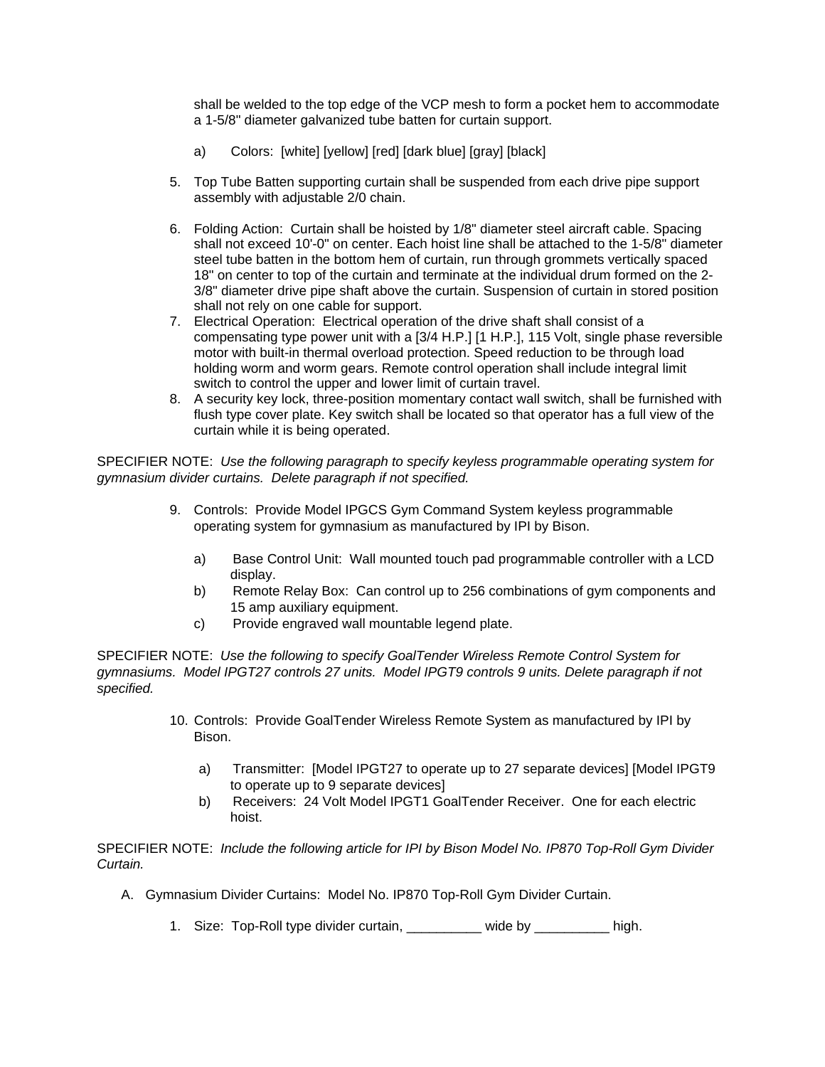shall be welded to the top edge of the VCP mesh to form a pocket hem to accommodate a 1-5/8" diameter galvanized tube batten for curtain support.

  a) Colors: [white] [yellow] [red] [dark blue] [gray] [black]

5. Top Tube Batten supporting curtain shall be suspended from each drive pipe support assembly with adjustable 2/0 chain.

6. Folding Action: Curtain shall be hoisted by 1/8" diameter steel aircraft cable. Spacing shall not exceed 10'-0" on center. Each hoist line shall be attached to the 1-5/8" diameter steel tube batten in the bottom hem of curtain, run through grommets vertically spaced 18" on center to top of the curtain and terminate at the individual drum formed on the 2-3/8" diameter drive pipe shaft above the curtain. Suspension of curtain in stored position shall not rely on one cable for support.

7. Electrical Operation: Electrical operation of the drive shaft shall consist of a compensating type power unit with a [3/4 H.P.] [1 H.P.], 115 Volt, single phase reversible motor with built-in thermal overload protection. Speed reduction to be through load holding worm and worm gears. Remote control operation shall include integral limit switch to control the upper and lower limit of curtain travel.

8. A security key lock, three-position momentary contact wall switch, shall be furnished with flush type cover plate. Key switch shall be located so that operator has a full view of the curtain while it is being operated.

SPECIFIER NOTE: *Use the following paragraph to specify keyless programmable operating system for gymnasium divider curtains. Delete paragraph if not specified.*

9. Controls: Provide Model IPGCS Gym Command System keyless programmable operating system for gymnasium as manufactured by IPI by Bison.

  a) Base Control Unit: Wall mounted touch pad programmable controller with a LCD display.
  b) Remote Relay Box: Can control up to 256 combinations of gym components and 15 amp auxiliary equipment.
  c) Provide engraved wall mountable legend plate.

SPECIFIER NOTE: *Use the following to specify GoalTender Wireless Remote Control System for gymnasiums. Model IPGT27 controls 27 units. Model IPGT9 controls 9 units. Delete paragraph if not specified.*

10. Controls: Provide GoalTender Wireless Remote System as manufactured by IPI by Bison.

  a) Transmitter: [Model IPGT27 to operate up to 27 separate devices] [Model IPGT9 to operate up to 9 separate devices]
  b) Receivers: 24 Volt Model IPGT1 GoalTender Receiver. One for each electric hoist.

SPECIFIER NOTE: *Include the following article for IPI by Bison Model No. IP870 Top-Roll Gym Divider Curtain.*

A. Gymnasium Divider Curtains: Model No. IP870 Top-Roll Gym Divider Curtain.

  1. Size: Top-Roll type divider curtain, __________ wide by __________ high.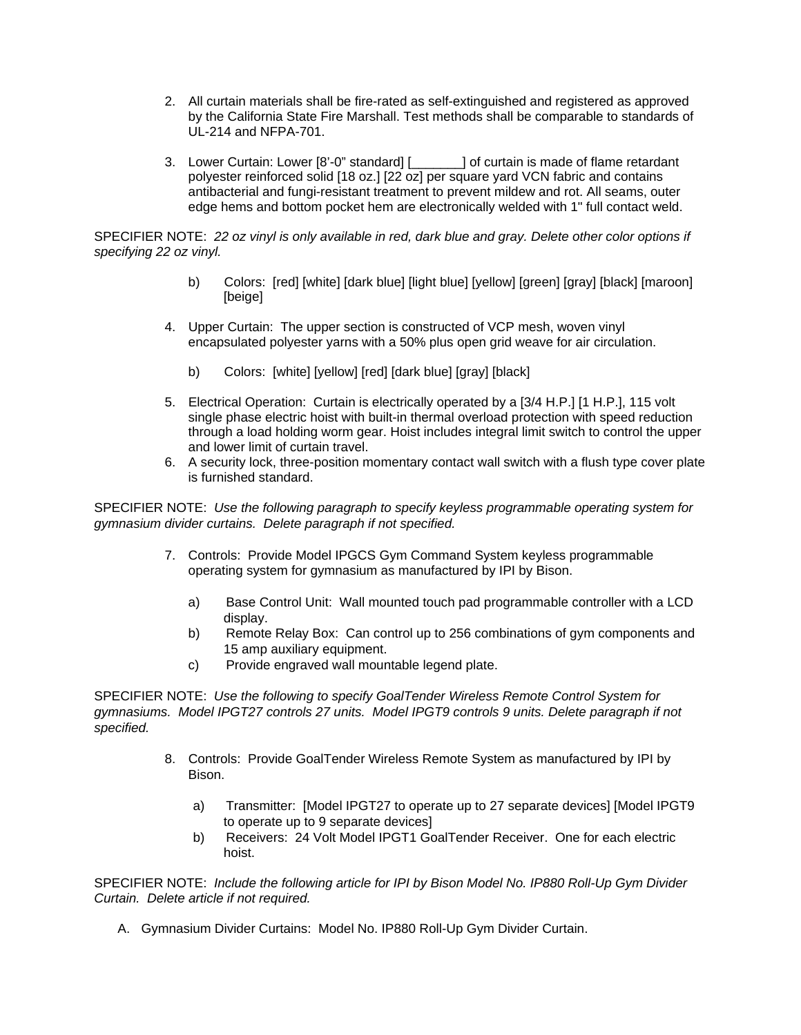2. All curtain materials shall be fire-rated as self-extinguished and registered as approved by the California State Fire Marshall. Test methods shall be comparable to standards of UL-214 and NFPA-701.

3. Lower Curtain: Lower [8'-0" standard] [_______] of curtain is made of flame retardant polyester reinforced solid [18 oz.] [22 oz] per square yard VCN fabric and contains antibacterial and fungi-resistant treatment to prevent mildew and rot. All seams, outer edge hems and bottom pocket hem are electronically welded with 1" full contact weld.

SPECIFIER NOTE: *22 oz vinyl is only available in red, dark blue and gray. Delete other color options if specifying 22 oz vinyl.*

   b) Colors: [red] [white] [dark blue] [light blue] [yellow] [green] [gray] [black] [maroon] [beige]

4. Upper Curtain: The upper section is constructed of VCP mesh, woven vinyl encapsulated polyester yarns with a 50% plus open grid weave for air circulation.

   b) Colors: [white] [yellow] [red] [dark blue] [gray] [black]

5. Electrical Operation: Curtain is electrically operated by a [3/4 H.P.] [1 H.P.], 115 volt single phase electric hoist with built-in thermal overload protection with speed reduction through a load holding worm gear. Hoist includes integral limit switch to control the upper and lower limit of curtain travel.
6. A security lock, three-position momentary contact wall switch with a flush type cover plate is furnished standard.

SPECIFIER NOTE: *Use the following paragraph to specify keyless programmable operating system for gymnasium divider curtains. Delete paragraph if not specified.*

7. Controls: Provide Model IPGCS Gym Command System keyless programmable operating system for gymnasium as manufactured by IPI by Bison.

   a) Base Control Unit: Wall mounted touch pad programmable controller with a LCD display.
   b) Remote Relay Box: Can control up to 256 combinations of gym components and 15 amp auxiliary equipment.
   c) Provide engraved wall mountable legend plate.

SPECIFIER NOTE: *Use the following to specify GoalTender Wireless Remote Control System for gymnasiums. Model IPGT27 controls 27 units. Model IPGT9 controls 9 units. Delete paragraph if not specified.*

8. Controls: Provide GoalTender Wireless Remote System as manufactured by IPI by Bison.

   a) Transmitter: [Model IPGT27 to operate up to 27 separate devices] [Model IPGT9 to operate up to 9 separate devices]
   b) Receivers: 24 Volt Model IPGT1 GoalTender Receiver. One for each electric hoist.

SPECIFIER NOTE: *Include the following article for IPI by Bison Model No. IP880 Roll-Up Gym Divider Curtain. Delete article if not required.*

A. Gymnasium Divider Curtains: Model No. IP880 Roll-Up Gym Divider Curtain.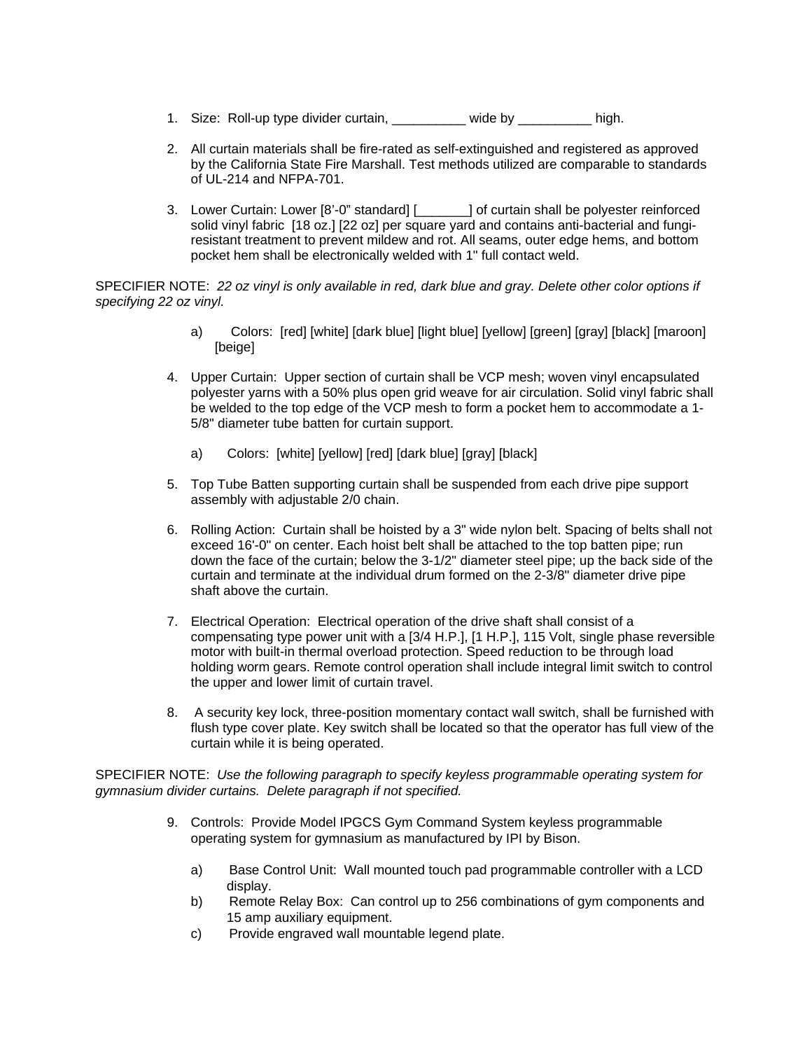1. Size: Roll-up type divider curtain, __________ wide by __________ high.

2. All curtain materials shall be fire-rated as self-extinguished and registered as approved by the California State Fire Marshall. Test methods utilized are comparable to standards of UL-214 and NFPA-701.

3. Lower Curtain: Lower [8'-0" standard] [_______] of curtain shall be polyester reinforced solid vinyl fabric [18 oz.] [22 oz] per square yard and contains anti-bacterial and fungi-resistant treatment to prevent mildew and rot. All seams, outer edge hems, and bottom pocket hem shall be electronically welded with 1" full contact weld.

SPECIFIER NOTE: *22 oz vinyl is only available in red, dark blue and gray. Delete other color options if specifying 22 oz vinyl.*

   a) Colors: [red] [white] [dark blue] [light blue] [yellow] [green] [gray] [black] [maroon] [beige]

4. Upper Curtain: Upper section of curtain shall be VCP mesh; woven vinyl encapsulated polyester yarns with a 50% plus open grid weave for air circulation. Solid vinyl fabric shall be welded to the top edge of the VCP mesh to form a pocket hem to accommodate a 1-5/8" diameter tube batten for curtain support.

   a) Colors: [white] [yellow] [red] [dark blue] [gray] [black]

5. Top Tube Batten supporting curtain shall be suspended from each drive pipe support assembly with adjustable 2/0 chain.

6. Rolling Action: Curtain shall be hoisted by a 3" wide nylon belt. Spacing of belts shall not exceed 16'-0" on center. Each hoist belt shall be attached to the top batten pipe; run down the face of the curtain; below the 3-1/2" diameter steel pipe; up the back side of the curtain and terminate at the individual drum formed on the 2-3/8" diameter drive pipe shaft above the curtain.

7. Electrical Operation: Electrical operation of the drive shaft shall consist of a compensating type power unit with a [3/4 H.P.], [1 H.P.], 115 Volt, single phase reversible motor with built-in thermal overload protection. Speed reduction to be through load holding worm gears. Remote control operation shall include integral limit switch to control the upper and lower limit of curtain travel.

8. A security key lock, three-position momentary contact wall switch, shall be furnished with flush type cover plate. Key switch shall be located so that the operator has full view of the curtain while it is being operated.

SPECIFIER NOTE: *Use the following paragraph to specify keyless programmable operating system for gymnasium divider curtains. Delete paragraph if not specified.*

9. Controls: Provide Model IPGCS Gym Command System keyless programmable operating system for gymnasium as manufactured by IPI by Bison.

   a) Base Control Unit: Wall mounted touch pad programmable controller with a LCD display.
   b) Remote Relay Box: Can control up to 256 combinations of gym components and 15 amp auxiliary equipment.
   c) Provide engraved wall mountable legend plate.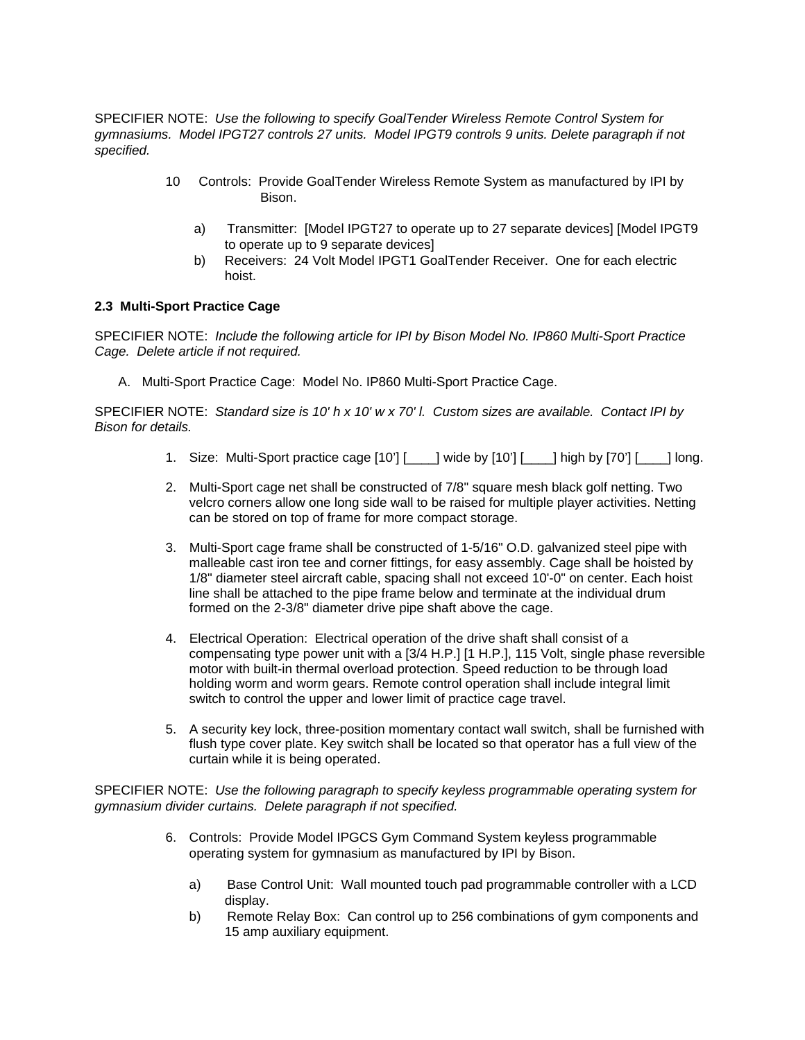SPECIFIER NOTE: *Use the following to specify GoalTender Wireless Remote Control System for gymnasiums. Model IPGT27 controls 27 units. Model IPGT9 controls 9 units. Delete paragraph if not specified.*

10 Controls: Provide GoalTender Wireless Remote System as manufactured by IPI by Bison.

   a) Transmitter: [Model IPGT27 to operate up to 27 separate devices] [Model IPGT9 to operate up to 9 separate devices]
   b) Receivers: 24 Volt Model IPGT1 GoalTender Receiver. One for each electric hoist.

**2.3 Multi-Sport Practice Cage**

SPECIFIER NOTE: *Include the following article for IPI by Bison Model No. IP860 Multi-Sport Practice Cage. Delete article if not required.*

A. Multi-Sport Practice Cage: Model No. IP860 Multi-Sport Practice Cage.

SPECIFIER NOTE: *Standard size is 10' h x 10' w x 70' l. Custom sizes are available. Contact IPI by Bison for details.*

1. Size: Multi-Sport practice cage [10'] [____] wide by [10'] [____] high by [70'] [____] long.

2. Multi-Sport cage net shall be constructed of 7/8" square mesh black golf netting. Two velcro corners allow one long side wall to be raised for multiple player activities. Netting can be stored on top of frame for more compact storage.

3. Multi-Sport cage frame shall be constructed of 1-5/16" O.D. galvanized steel pipe with malleable cast iron tee and corner fittings, for easy assembly. Cage shall be hoisted by 1/8" diameter steel aircraft cable, spacing shall not exceed 10'-0" on center. Each hoist line shall be attached to the pipe frame below and terminate at the individual drum formed on the 2-3/8" diameter drive pipe shaft above the cage.

4. Electrical Operation: Electrical operation of the drive shaft shall consist of a compensating type power unit with a [3/4 H.P.] [1 H.P.], 115 Volt, single phase reversible motor with built-in thermal overload protection. Speed reduction to be through load holding worm and worm gears. Remote control operation shall include integral limit switch to control the upper and lower limit of practice cage travel.

5. A security key lock, three-position momentary contact wall switch, shall be furnished with flush type cover plate. Key switch shall be located so that operator has a full view of the curtain while it is being operated.

SPECIFIER NOTE: *Use the following paragraph to specify keyless programmable operating system for gymnasium divider curtains. Delete paragraph if not specified.*

6. Controls: Provide Model IPGCS Gym Command System keyless programmable operating system for gymnasium as manufactured by IPI by Bison.

   a) Base Control Unit: Wall mounted touch pad programmable controller with a LCD display.
   b) Remote Relay Box: Can control up to 256 combinations of gym components and 15 amp auxiliary equipment.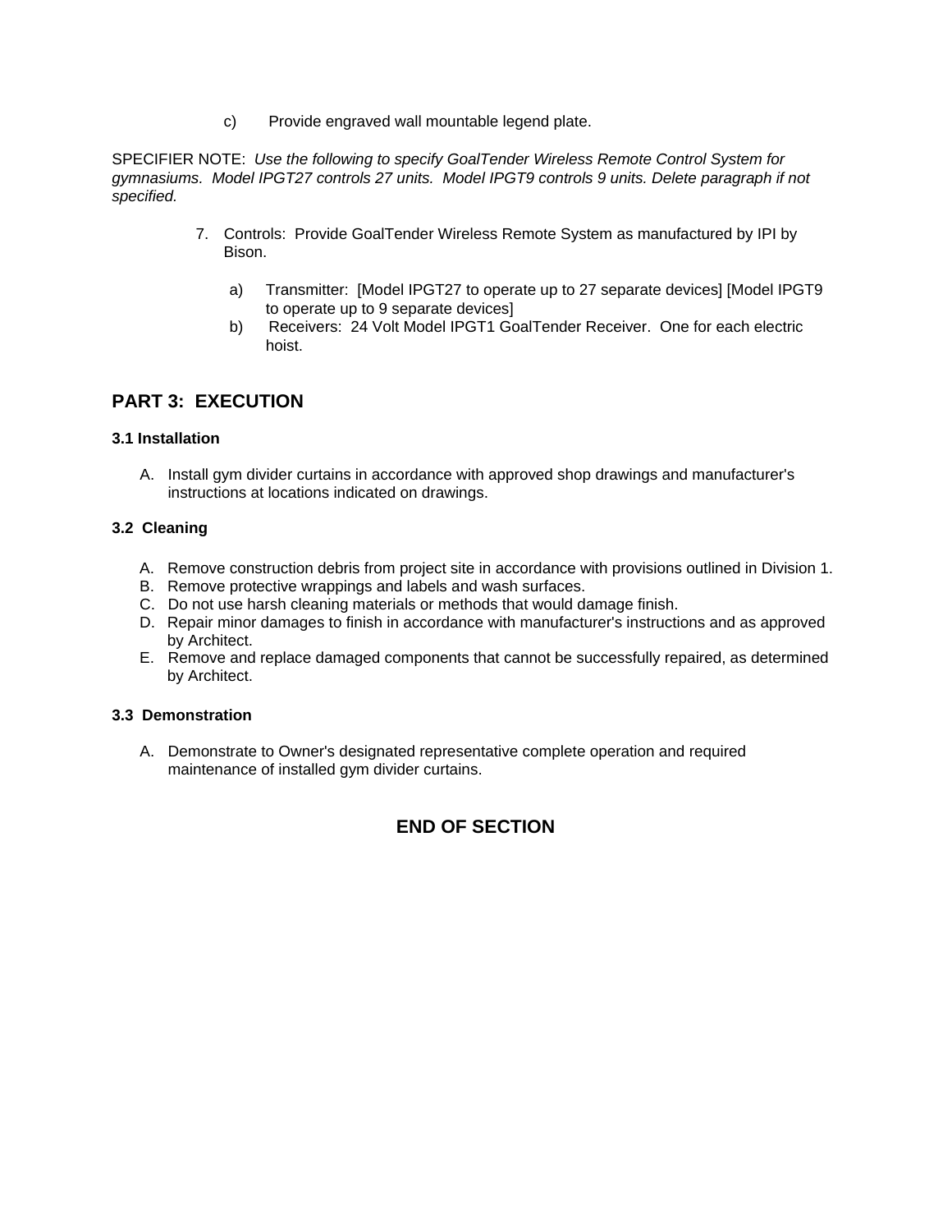c) Provide engraved wall mountable legend plate.

SPECIFIER NOTE: *Use the following to specify GoalTender Wireless Remote Control System for gymnasiums. Model IPGT27 controls 27 units. Model IPGT9 controls 9 units. Delete paragraph if not specified.*

7. Controls: Provide GoalTender Wireless Remote System as manufactured by IPI by Bison.

   a) Transmitter: [Model IPGT27 to operate up to 27 separate devices] [Model IPGT9 to operate up to 9 separate devices]
   b) Receivers: 24 Volt Model IPGT1 GoalTender Receiver. One for each electric hoist.

## PART 3: EXECUTION

### 3.1 Installation

A. Install gym divider curtains in accordance with approved shop drawings and manufacturer's instructions at locations indicated on drawings.

### 3.2 Cleaning

A. Remove construction debris from project site in accordance with provisions outlined in Division 1.
B. Remove protective wrappings and labels and wash surfaces.
C. Do not use harsh cleaning materials or methods that would damage finish.
D. Repair minor damages to finish in accordance with manufacturer's instructions and as approved by Architect.
E. Remove and replace damaged components that cannot be successfully repaired, as determined by Architect.

### 3.3 Demonstration

A. Demonstrate to Owner's designated representative complete operation and required maintenance of installed gym divider curtains.

**END OF SECTION**